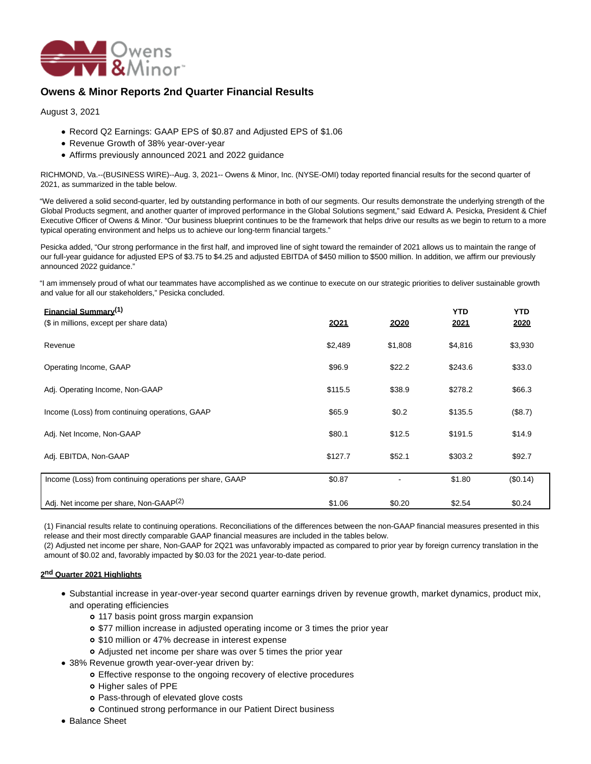# Owens & Minor Reports 2nd Quarter Financial Results

August 3, 2021

- Record Q2 Earnings: GAAP EPS of $0.87 and Adjusted EPS of $1.06
- Revenue Growth of 38% year-over-year
- Affirms previously announced 2021 and 2022 guidance

RICHMOND, Va.--(BUSINESS WIRE)--Aug. 3, 2021-- Owens & Minor, Inc. (NYSE-OMI) today reported financial results for the second quarter of 2021, as summarized in the table below.

"We delivered a solid second-quarter, led by outstanding performance in both of our segments. Our results demonstrate the underlying strength of the Global Products segment, and another quarter of improved performance in the Global Solutions segment," said Edward A. Pesicka, President & Chief Executive Officer of Owens & Minor. "Our business blueprint continues to be the framework that helps drive our results as we begin to return to a more typical operating environment and helps us to achieve our long-term financial targets."

Pesicka added, "Our strong performance in the first half, and improved line of sight toward the remainder of 2021 allows us to maintain the range of our full-year guidance for adjusted EPS of $3.75 to $4.25 and adjusted EBITDA of $450 million to $500 million. In addition, we affirm our previously announced 2022 guidance."

"I am immensely proud of what our teammates have accomplished as we continue to execute on our strategic priorities to deliver sustainable growth and value for all our stakeholders," Pesicka concluded.

| Financial Summary[(1)]<br>($ in millions, except per share data) | 2Q21 | 2Q20 | YTD 2021 | YTD 2020 |
|---|---|---|---|---|
| Revenue | $2,489 | $1,808 | $4,816 | $3,930 |
| Operating Income, GAAP | $96.9 | $22.2 | $243.6 | $33.0 |
| Adj. Operating Income, Non-GAAP | $115.5 | $38.9 | $278.2 | $66.3 |
| Income (Loss) from continuing operations, GAAP | $65.9 | $0.2 | $135.5 | ($8.7) |
| Adj. Net Income, Non-GAAP | $80.1 | $12.5 | $191.5 | $14.9 |
| Adj. EBITDA, Non-GAAP | $127.7 | $52.1 | $303.2 | $92.7 |
| Income (Loss) from continuing operations per share, GAAP | $0.87 | - | $1.80 | ($0.14) |
| Adj. Net income per share, Non-GAAP[(2)] | $1.06 | $0.20 | $2.54 | $0.24 |

(1) Financial results relate to continuing operations. Reconciliations of the differences between the non-GAAP financial measures presented in this release and their most directly comparable GAAP financial measures are included in the tables below.
(2) Adjusted net income per share, Non-GAAP for 2Q21 was unfavorably impacted as compared to prior year by foreign currency translation in the amount of $0.02 and, favorably impacted by $0.03 for the 2021 year-to-date period.

## 2nd Quarter 2021 Highlights

- Substantial increase in year-over-year second quarter earnings driven by revenue growth, market dynamics, product mix, and operating efficiencies
  - 117 basis point gross margin expansion
  - $77 million increase in adjusted operating income or 3 times the prior year
  - $10 million or 47% decrease in interest expense
  - Adjusted net income per share was over 5 times the prior year
- 38% Revenue growth year-over-year driven by:
  - Effective response to the ongoing recovery of elective procedures
  - Higher sales of PPE
  - Pass-through of elevated glove costs
  - Continued strong performance in our Patient Direct business
- Balance Sheet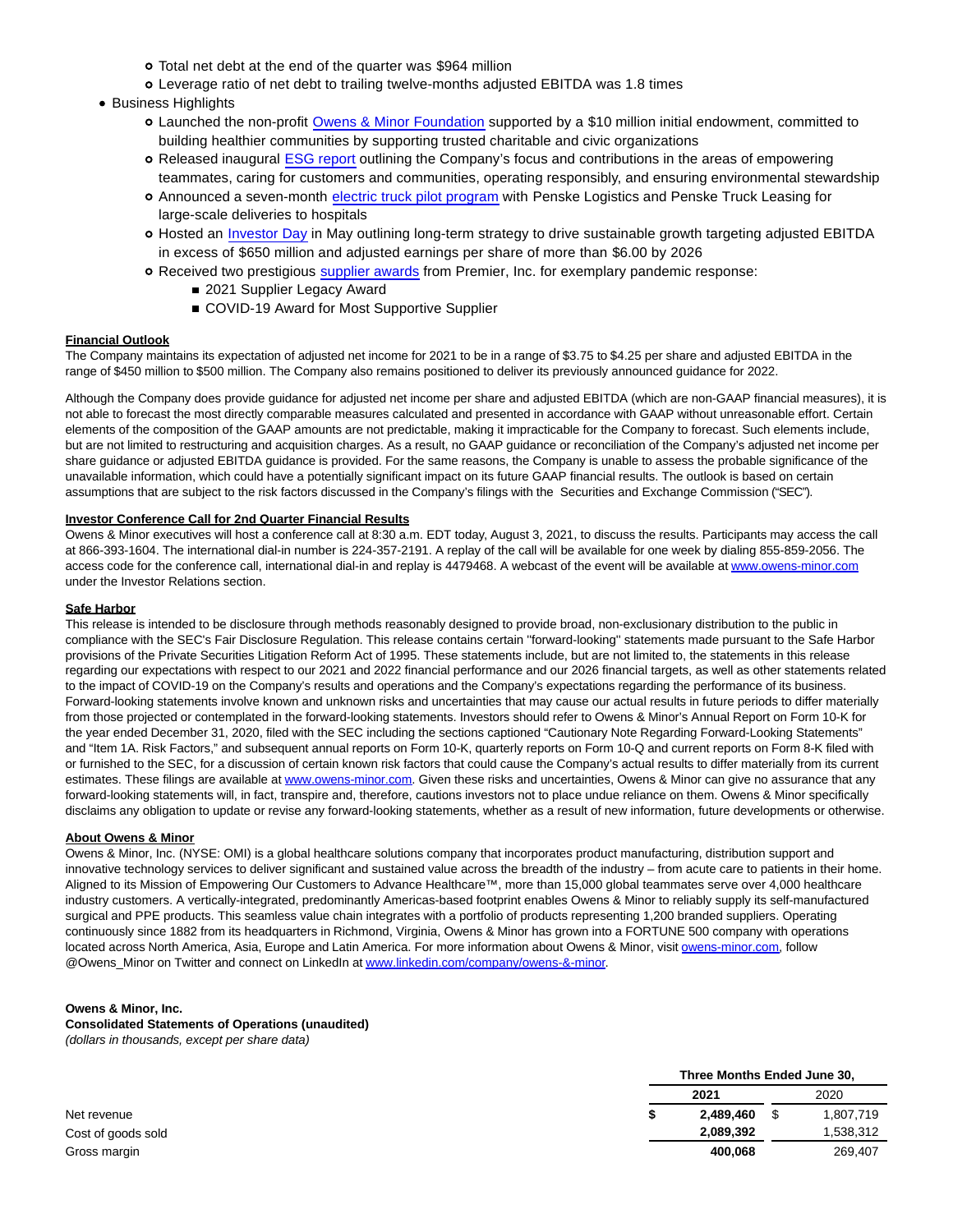- Total net debt at the end of the quarter was $964 million
- Leverage ratio of net debt to trailing twelve-months adjusted EBITDA was 1.8 times

- Business Highlights
  - Launched the non-profit Owens & Minor Foundation supported by a $10 million initial endowment, committed to building healthier communities by supporting trusted charitable and civic organizations
  - Released inaugural ESG report outlining the Company's focus and contributions in the areas of empowering teammates, caring for customers and communities, operating responsibly, and ensuring environmental stewardship
  - Announced a seven-month electric truck pilot program with Penske Logistics and Penske Truck Leasing for large-scale deliveries to hospitals
  - Hosted an Investor Day in May outlining long-term strategy to drive sustainable growth targeting adjusted EBITDA in excess of $650 million and adjusted earnings per share of more than $6.00 by 2026
  - Received two prestigious supplier awards from Premier, Inc. for exemplary pandemic response:
    - 2021 Supplier Legacy Award
    - COVID-19 Award for Most Supportive Supplier

**Financial Outlook**

The Company maintains its expectation of adjusted net income for 2021 to be in a range of $3.75 to $4.25 per share and adjusted EBITDA in the range of $450 million to $500 million. The Company also remains positioned to deliver its previously announced guidance for 2022.

Although the Company does provide guidance for adjusted net income per share and adjusted EBITDA (which are non-GAAP financial measures), it is not able to forecast the most directly comparable measures calculated and presented in accordance with GAAP without unreasonable effort. Certain elements of the composition of the GAAP amounts are not predictable, making it impracticable for the Company to forecast. Such elements include, but are not limited to restructuring and acquisition charges. As a result, no GAAP guidance or reconciliation of the Company's adjusted net income per share guidance or adjusted EBITDA guidance is provided. For the same reasons, the Company is unable to assess the probable significance of the unavailable information, which could have a potentially significant impact on its future GAAP financial results. The outlook is based on certain assumptions that are subject to the risk factors discussed in the Company's filings with the Securities and Exchange Commission ("SEC").

**Investor Conference Call for 2nd Quarter Financial Results**

Owens & Minor executives will host a conference call at 8:30 a.m. EDT today, August 3, 2021, to discuss the results. Participants may access the call at 866-393-1604. The international dial-in number is 224-357-2191. A replay of the call will be available for one week by dialing 855-859-2056. The access code for the conference call, international dial-in and replay is 4479468. A webcast of the event will be available at www.owens-minor.com under the Investor Relations section.

**Safe Harbor**

This release is intended to be disclosure through methods reasonably designed to provide broad, non-exclusionary distribution to the public in compliance with the SEC's Fair Disclosure Regulation. This release contains certain ''forward-looking'' statements made pursuant to the Safe Harbor provisions of the Private Securities Litigation Reform Act of 1995. These statements include, but are not limited to, the statements in this release regarding our expectations with respect to our 2021 and 2022 financial performance and our 2026 financial targets, as well as other statements related to the impact of COVID-19 on the Company's results and operations and the Company's expectations regarding the performance of its business. Forward-looking statements involve known and unknown risks and uncertainties that may cause our actual results in future periods to differ materially from those projected or contemplated in the forward-looking statements. Investors should refer to Owens & Minor's Annual Report on Form 10-K for the year ended December 31, 2020, filed with the SEC including the sections captioned "Cautionary Note Regarding Forward-Looking Statements" and "Item 1A. Risk Factors," and subsequent annual reports on Form 10-K, quarterly reports on Form 10-Q and current reports on Form 8-K filed with or furnished to the SEC, for a discussion of certain known risk factors that could cause the Company's actual results to differ materially from its current estimates. These filings are available at www.owens-minor.com. Given these risks and uncertainties, Owens & Minor can give no assurance that any forward-looking statements will, in fact, transpire and, therefore, cautions investors not to place undue reliance on them. Owens & Minor specifically disclaims any obligation to update or revise any forward-looking statements, whether as a result of new information, future developments or otherwise.

**About Owens & Minor**

Owens & Minor, Inc. (NYSE: OMI) is a global healthcare solutions company that incorporates product manufacturing, distribution support and innovative technology services to deliver significant and sustained value across the breadth of the industry – from acute care to patients in their home. Aligned to its Mission of Empowering Our Customers to Advance Healthcare™, more than 15,000 global teammates serve over 4,000 healthcare industry customers. A vertically-integrated, predominantly Americas-based footprint enables Owens & Minor to reliably supply its self-manufactured surgical and PPE products. This seamless value chain integrates with a portfolio of products representing 1,200 branded suppliers. Operating continuously since 1882 from its headquarters in Richmond, Virginia, Owens & Minor has grown into a FORTUNE 500 company with operations located across North America, Asia, Europe and Latin America. For more information about Owens & Minor, visit owens-minor.com, follow @Owens_Minor on Twitter and connect on LinkedIn at www.linkedin.com/company/owens-&-minor.

**Owens & Minor, Inc.**
**Consolidated Statements of Operations (unaudited)**
*(dollars in thousands, except per share data)*

| | Three Months Ended June 30, | |
|---|---|---|
| | **2021** | 2020 |
| Net revenue | **$ 2,489,460** | $ 1,807,719 |
| Cost of goods sold | **2,089,392** | 1,538,312 |
| Gross margin | **400,068** | 269,407 |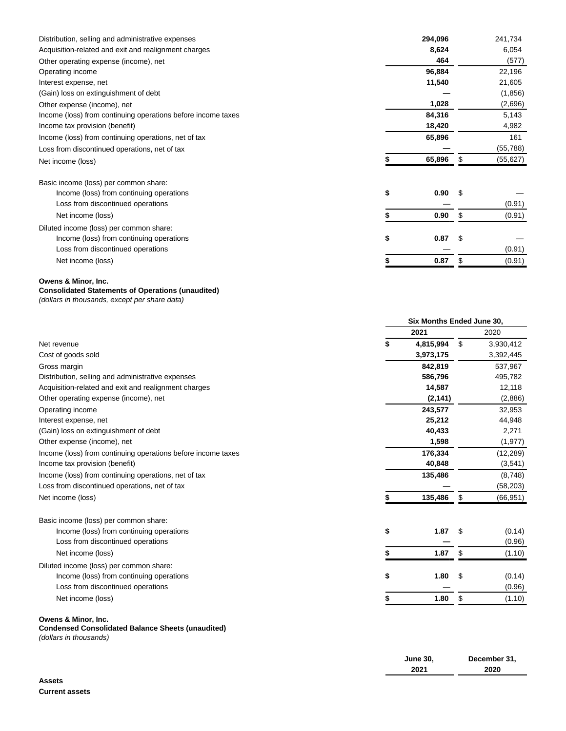| | | |
|---|---|---|
| Distribution, selling and administrative expenses | **294,096** | 241,734 |
| Acquisition-related and exit and realignment charges | **8,624** | 6,054 |
| Other operating expense (income), net | **464** | (577) |
| Operating income | **96,884** | 22,196 |
| Interest expense, net | **11,540** | 21,605 |
| (Gain) loss on extinguishment of debt | **—** | (1,856) |
| Other expense (income), net | **1,028** | (2,696) |
| Income (loss) from continuing operations before income taxes | **84,316** | 5,143 |
| Income tax provision (benefit) | **18,420** | 4,982 |
| Income (loss) from continuing operations, net of tax | **65,896** | 161 |
| Loss from discontinued operations, net of tax | **—** | (55,788) |
| Net income (loss) | **$ 65,896** | $ (55,627) |
| | | |
| Basic income (loss) per common share: | | |
| Income (loss) from continuing operations | **$ 0.90** | $ — |
| Loss from discontinued operations | — | (0.91) |
| Net income (loss) | **$ 0.90** | $ (0.91) |
| Diluted income (loss) per common share: | | |
| Income (loss) from continuing operations | **$ 0.87** | $ — |
| Loss from discontinued operations | — | (0.91) |
| Net income (loss) | **$ 0.87** | $ (0.91) |

**Owens & Minor, Inc.**
**Consolidated Statements of Operations (unaudited)**
*(dollars in thousands, except per share data)*

| | Six Months Ended June 30, | |
|---|---|---|
| | **2021** | 2020 |
| Net revenue | **$ 4,815,994** | $ 3,930,412 |
| Cost of goods sold | **3,973,175** | 3,392,445 |
| Gross margin | **842,819** | 537,967 |
| Distribution, selling and administrative expenses | **586,796** | 495,782 |
| Acquisition-related and exit and realignment charges | **14,587** | 12,118 |
| Other operating expense (income), net | **(2,141)** | (2,886) |
| Operating income | **243,577** | 32,953 |
| Interest expense, net | **25,212** | 44,948 |
| (Gain) loss on extinguishment of debt | **40,433** | 2,271 |
| Other expense (income), net | **1,598** | (1,977) |
| Income (loss) from continuing operations before income taxes | **176,334** | (12,289) |
| Income tax provision (benefit) | **40,848** | (3,541) |
| Income (loss) from continuing operations, net of tax | **135,486** | (8,748) |
| Loss from discontinued operations, net of tax | **—** | (58,203) |
| Net income (loss) | **$ 135,486** | $ (66,951) |
| | | |
| Basic income (loss) per common share: | | |
| Income (loss) from continuing operations | **$ 1.87** | $ (0.14) |
| Loss from discontinued operations | **—** | (0.96) |
| Net income (loss) | **$ 1.87** | $ (1.10) |
| Diluted income (loss) per common share: | | |
| Income (loss) from continuing operations | **$ 1.80** | $ (0.14) |
| Loss from discontinued operations | **—** | (0.96) |
| Net income (loss) | **$ 1.80** | $ (1.10) |

**Owens & Minor, Inc.**
**Condensed Consolidated Balance Sheets (unaudited)**
*(dollars in thousands)*

| | **June 30, 2021** | **December 31, 2020** |
|---|---|---|
| **Assets** | | |
| **Current assets** | | |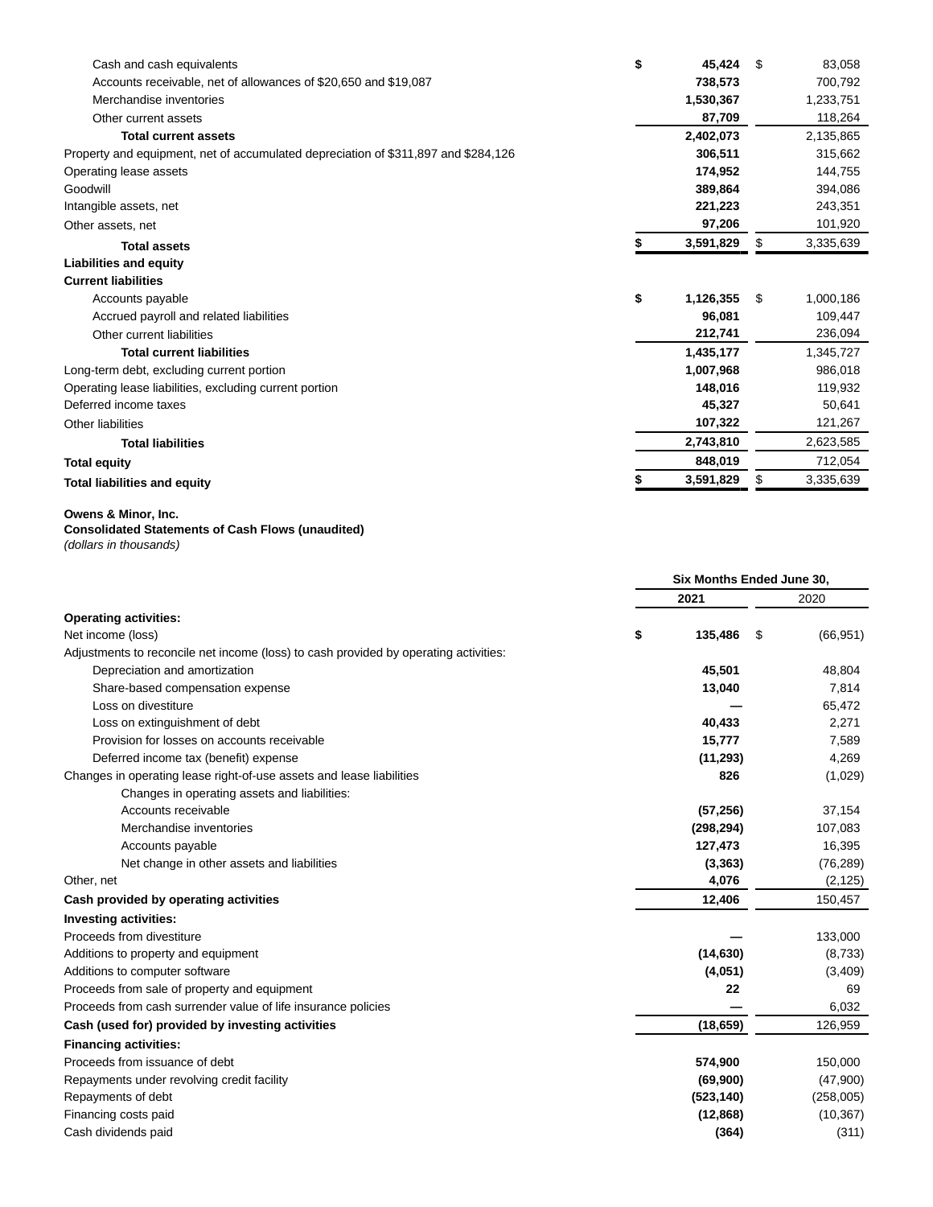| | | |
|---|---|---|
| Cash and cash equivalents | **$ 45,424** | $ 83,058 |
| Accounts receivable, net of allowances of $20,650 and $19,087 | **738,573** | 700,792 |
| Merchandise inventories | **1,530,367** | 1,233,751 |
| Other current assets | **87,709** | 118,264 |
| **Total current assets** | **2,402,073** | 2,135,865 |
| Property and equipment, net of accumulated depreciation of $311,897 and $284,126 | **306,511** | 315,662 |
| Operating lease assets | **174,952** | 144,755 |
| Goodwill | **389,864** | 394,086 |
| Intangible assets, net | **221,223** | 243,351 |
| Other assets, net | **97,206** | 101,920 |
| **Total assets** | **$ 3,591,829** | $ 3,335,639 |
| **Liabilities and equity** | | |
| **Current liabilities** | | |
| Accounts payable | **$ 1,126,355** | $ 1,000,186 |
| Accrued payroll and related liabilities | **96,081** | 109,447 |
| Other current liabilities | **212,741** | 236,094 |
| **Total current liabilities** | **1,435,177** | 1,345,727 |
| Long-term debt, excluding current portion | **1,007,968** | 986,018 |
| Operating lease liabilities, excluding current portion | **148,016** | 119,932 |
| Deferred income taxes | **45,327** | 50,641 |
| Other liabilities | **107,322** | 121,267 |
| **Total liabilities** | **2,743,810** | 2,623,585 |
| **Total equity** | **848,019** | 712,054 |
| **Total liabilities and equity** | **$ 3,591,829** | $ 3,335,639 |

**Owens & Minor, Inc.**
**Consolidated Statements of Cash Flows (unaudited)**
*(dollars in thousands)*

| | Six Months Ended June 30, | |
|---|---|---|
| | **2021** | 2020 |
| **Operating activities:** | | |
| Net income (loss) | **$ 135,486** | $ (66,951) |
| Adjustments to reconcile net income (loss) to cash provided by operating activities: | | |
| Depreciation and amortization | **45,501** | 48,804 |
| Share-based compensation expense | **13,040** | 7,814 |
| Loss on divestiture | **—** | 65,472 |
| Loss on extinguishment of debt | **40,433** | 2,271 |
| Provision for losses on accounts receivable | **15,777** | 7,589 |
| Deferred income tax (benefit) expense | **(11,293)** | 4,269 |
| Changes in operating lease right-of-use assets and lease liabilities | **826** | (1,029) |
| Changes in operating assets and liabilities: | | |
| Accounts receivable | **(57,256)** | 37,154 |
| Merchandise inventories | **(298,294)** | 107,083 |
| Accounts payable | **127,473** | 16,395 |
| Net change in other assets and liabilities | **(3,363)** | (76,289) |
| Other, net | **4,076** | (2,125) |
| **Cash provided by operating activities** | **12,406** | 150,457 |
| **Investing activities:** | | |
| Proceeds from divestiture | **—** | 133,000 |
| Additions to property and equipment | **(14,630)** | (8,733) |
| Additions to computer software | **(4,051)** | (3,409) |
| Proceeds from sale of property and equipment | **22** | 69 |
| Proceeds from cash surrender value of life insurance policies | **—** | 6,032 |
| **Cash (used for) provided by investing activities** | **(18,659)** | 126,959 |
| **Financing activities:** | | |
| Proceeds from issuance of debt | **574,900** | 150,000 |
| Repayments under revolving credit facility | **(69,900)** | (47,900) |
| Repayments of debt | **(523,140)** | (258,005) |
| Financing costs paid | **(12,868)** | (10,367) |
| Cash dividends paid | **(364)** | (311) |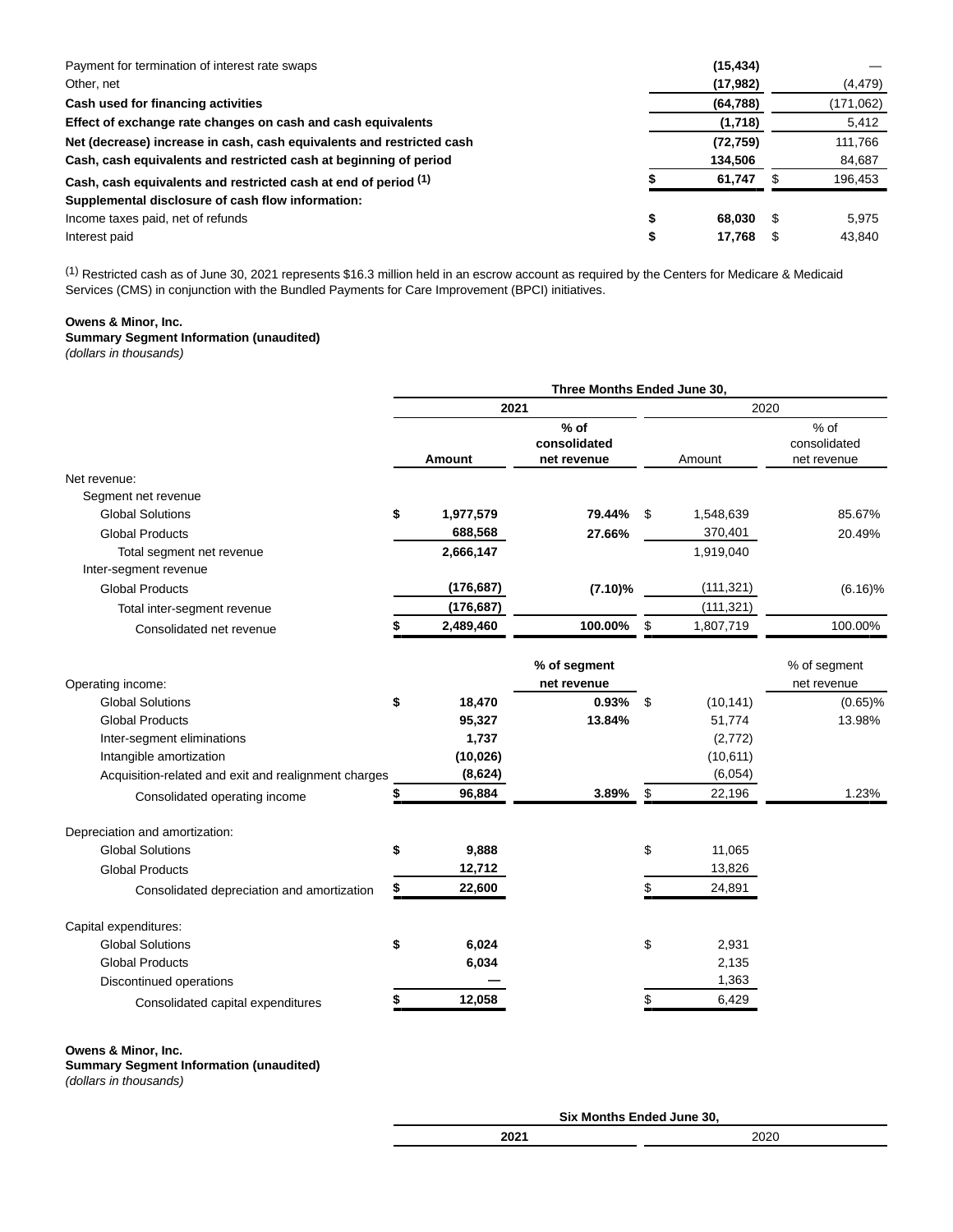| | 2021 | 2020 |
|---|---|---|
| Payment for termination of interest rate swaps | **(15,434)** | — |
| Other, net | **(17,982)** | (4,479) |
| **Cash used for financing activities** | **(64,788)** | (171,062) |
| **Effect of exchange rate changes on cash and cash equivalents** | **(1,718)** | 5,412 |
| **Net (decrease) increase in cash, cash equivalents and restricted cash** | **(72,759)** | 111,766 |
| **Cash, cash equivalents and restricted cash at beginning of period** | **134,506** | 84,687 |
| **Cash, cash equivalents and restricted cash at end of period [1]** | **$ 61,747** | $ 196,453 |
| **Supplemental disclosure of cash flow information:** | | |
| Income taxes paid, net of refunds | **$ 68,030** | $ 5,975 |
| Interest paid | **$ 17,768** | $ 43,840 |

[1] Restricted cash as of June 30, 2021 represents $16.3 million held in an escrow account as required by the Centers for Medicare & Medicaid Services (CMS) in conjunction with the Bundled Payments for Care Improvement (BPCI) initiatives.

**Owens & Minor, Inc.**
**Summary Segment Information (unaudited)**
*(dollars in thousands)*

| | Three Months Ended June 30, | | | |
|---|---|---|---|---|
| | **2021** | | 2020 | |
| | **Amount** | **% of consolidated net revenue** | Amount | % of consolidated net revenue |
| Net revenue: | | | | |
| Segment net revenue | | | | |
| Global Solutions | **$ 1,977,579** | **79.44%** | $ 1,548,639 | 85.67% |
| Global Products | **688,568** | **27.66%** | 370,401 | 20.49% |
| Total segment net revenue | **2,666,147** | | 1,919,040 | |
| Inter-segment revenue | | | | |
| Global Products | **(176,687)** | **(7.10)%** | (111,321) | (6.16)% |
| Total inter-segment revenue | **(176,687)** | | (111,321) | |
| Consolidated net revenue | **$ 2,489,460** | **100.00%** | $ 1,807,719 | 100.00% |
| | | **% of segment net revenue** | | % of segment net revenue |
| Operating income: | | | | |
| Global Solutions | **$ 18,470** | **0.93%** | $ (10,141) | (0.65)% |
| Global Products | **95,327** | **13.84%** | 51,774 | 13.98% |
| Inter-segment eliminations | **1,737** | | (2,772) | |
| Intangible amortization | **(10,026)** | | (10,611) | |
| Acquisition-related and exit and realignment charges | **(8,624)** | | (6,054) | |
| Consolidated operating income | **$ 96,884** | **3.89%** | $ 22,196 | 1.23% |
| Depreciation and amortization: | | | | |
| Global Solutions | **$ 9,888** | | $ 11,065 | |
| Global Products | **12,712** | | 13,826 | |
| Consolidated depreciation and amortization | **$ 22,600** | | $ 24,891 | |
| Capital expenditures: | | | | |
| Global Solutions | **$ 6,024** | | $ 2,931 | |
| Global Products | **6,034** | | 2,135 | |
| Discontinued operations | **—** | | 1,363 | |
| Consolidated capital expenditures | **$ 12,058** | | $ 6,429 | |

**Owens & Minor, Inc.**
**Summary Segment Information (unaudited)**
*(dollars in thousands)*

| | Six Months Ended June 30, | |
|---|---|---|
| | **2021** | 2020 |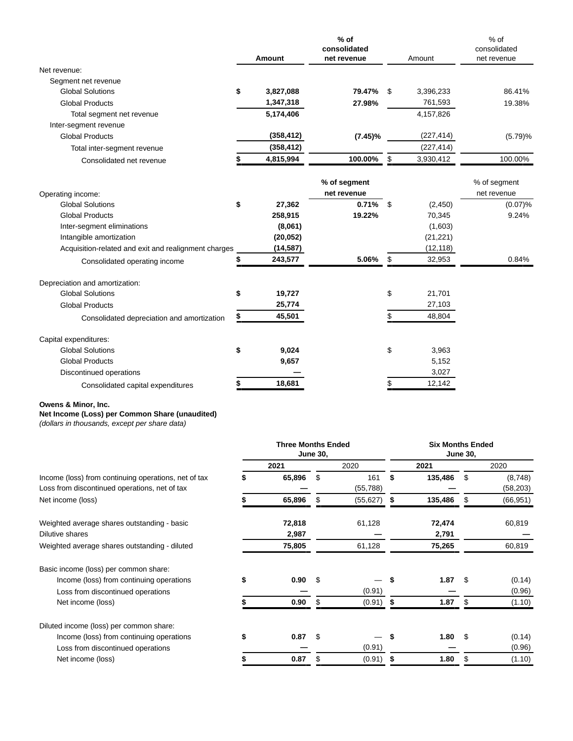| | Amount | % of consolidated net revenue | Amount | % of consolidated net revenue |
|---|---|---|---|---|
| Net revenue: | | | | |
| Segment net revenue | | | | |
| Global Solutions | **$ 3,827,088** | **79.47%** | $ 3,396,233 | 86.41% |
| Global Products | **1,347,318** | **27.98%** | 761,593 | 19.38% |
| Total segment net revenue | **5,174,406** | | 4,157,826 | |
| Inter-segment revenue | | | | |
| Global Products | **(358,412)** | **(7.45)%** | (227,414) | (5.79)% |
| Total inter-segment revenue | **(358,412)** | | (227,414) | |
| Consolidated net revenue | **$ 4,815,994** | **100.00%** | $ 3,930,412 | 100.00% |
| | | **% of segment net revenue** | | % of segment net revenue |
| Operating income: | | | | |
| Global Solutions | **$ 27,362** | **0.71%** | $ (2,450) | (0.07)% |
| Global Products | **258,915** | **19.22%** | 70,345 | 9.24% |
| Inter-segment eliminations | **(8,061)** | | (1,603) | |
| Intangible amortization | **(20,052)** | | (21,221) | |
| Acquisition-related and exit and realignment charges | **(14,587)** | | (12,118) | |
| Consolidated operating income | **$ 243,577** | **5.06%** | $ 32,953 | 0.84% |
| Depreciation and amortization: | | | | |
| Global Solutions | **$ 19,727** | | $ 21,701 | |
| Global Products | **25,774** | | 27,103 | |
| Consolidated depreciation and amortization | **$ 45,501** | | $ 48,804 | |
| Capital expenditures: | | | | |
| Global Solutions | **$ 9,024** | | $ 3,963 | |
| Global Products | **9,657** | | 5,152 | |
| Discontinued operations | **—** | | 3,027 | |
| Consolidated capital expenditures | **$ 18,681** | | $ 12,142 | |

**Owens & Minor, Inc.**
**Net Income (Loss) per Common Share (unaudited)**
*(dollars in thousands, except per share data)*

| | Three Months Ended June 30, | | Six Months Ended June 30, | |
|---|---|---|---|---|
| | **2021** | 2020 | **2021** | 2020 |
| Income (loss) from continuing operations, net of tax | **$ 65,896** | $ 161 | **$ 135,486** | $ (8,748) |
| Loss from discontinued operations, net of tax | **—** | (55,788) | **—** | (58,203) |
| Net income (loss) | **$ 65,896** | $ (55,627) | **$ 135,486** | $ (66,951) |
| Weighted average shares outstanding - basic | **72,818** | 61,128 | **72,474** | 60,819 |
| Dilutive shares | **2,987** | — | **2,791** | — |
| Weighted average shares outstanding - diluted | **75,805** | 61,128 | **75,265** | 60,819 |
| Basic income (loss) per common share: | | | | |
| Income (loss) from continuing operations | **$ 0.90** | $ — | **$ 1.87** | $ (0.14) |
| Loss from discontinued operations | **—** | (0.91) | **—** | (0.96) |
| Net income (loss) | **$ 0.90** | $ (0.91) | **$ 1.87** | $ (1.10) |
| Diluted income (loss) per common share: | | | | |
| Income (loss) from continuing operations | **$ 0.87** | $ — | **$ 1.80** | $ (0.14) |
| Loss from discontinued operations | **—** | (0.91) | **—** | (0.96) |
| Net income (loss) | **$ 0.87** | $ (0.91) | **$ 1.80** | $ (1.10) |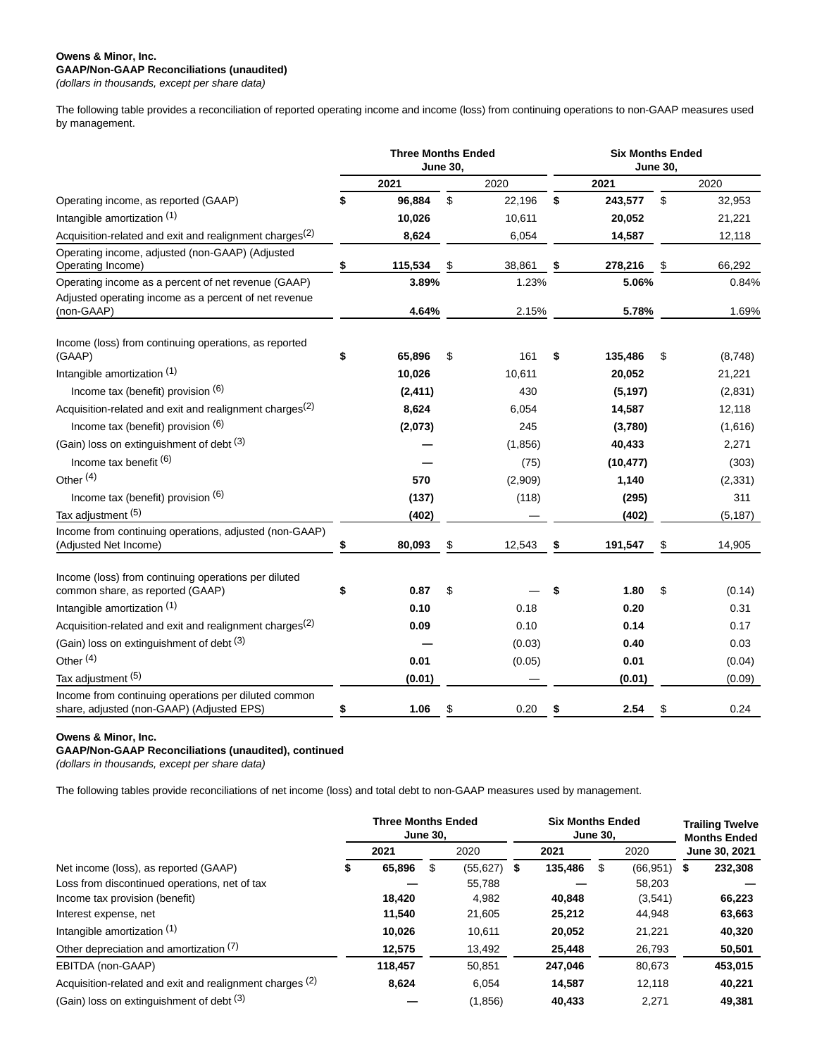**Owens & Minor, Inc.**
**GAAP/Non-GAAP Reconciliations (unaudited)**
*(dollars in thousands, except per share data)*

The following table provides a reconciliation of reported operating income and income (loss) from continuing operations to non-GAAP measures used by management.

| | Three Months Ended June 30, | | Six Months Ended June 30, | |
|---|---|---|---|---|
| | **2021** | 2020 | **2021** | 2020 |
| Operating income, as reported (GAAP) | **$ 96,884** | $ 22,196 | **$ 243,577** | $ 32,953 |
| Intangible amortization (1) | **10,026** | 10,611 | **20,052** | 21,221 |
| Acquisition-related and exit and realignment charges(2) | **8,624** | 6,054 | **14,587** | 12,118 |
| Operating income, adjusted (non-GAAP) (Adjusted Operating Income) | **$ 115,534** | $ 38,861 | **$ 278,216** | $ 66,292 |
| Operating income as a percent of net revenue (GAAP) | **3.89%** | 1.23% | **5.06%** | 0.84% |
| Adjusted operating income as a percent of net revenue (non-GAAP) | **4.64%** | 2.15% | **5.78%** | 1.69% |
| | | | | |
| Income (loss) from continuing operations, as reported (GAAP) | **$ 65,896** | $ 161 | **$ 135,486** | $ (8,748) |
| Intangible amortization (1) | **10,026** | 10,611 | **20,052** | 21,221 |
| Income tax (benefit) provision (6) | **(2,411)** | 430 | **(5,197)** | (2,831) |
| Acquisition-related and exit and realignment charges(2) | **8,624** | 6,054 | **14,587** | 12,118 |
| Income tax (benefit) provision (6) | **(2,073)** | 245 | **(3,780)** | (1,616) |
| (Gain) loss on extinguishment of debt (3) | **—** | (1,856) | **40,433** | 2,271 |
| Income tax benefit (6) | **—** | (75) | **(10,477)** | (303) |
| Other (4) | **570** | (2,909) | **1,140** | (2,331) |
| Income tax (benefit) provision (6) | **(137)** | (118) | **(295)** | 311 |
| Tax adjustment (5) | **(402)** | — | **(402)** | (5,187) |
| Income from continuing operations, adjusted (non-GAAP) (Adjusted Net Income) | **$ 80,093** | $ 12,543 | **$ 191,547** | $ 14,905 |
| | | | | |
| Income (loss) from continuing operations per diluted common share, as reported (GAAP) | **$ 0.87** | $ — | **$ 1.80** | $ (0.14) |
| Intangible amortization (1) | **0.10** | 0.18 | **0.20** | 0.31 |
| Acquisition-related and exit and realignment charges(2) | **0.09** | 0.10 | **0.14** | 0.17 |
| (Gain) loss on extinguishment of debt (3) | **—** | (0.03) | **0.40** | 0.03 |
| Other (4) | **0.01** | (0.05) | **0.01** | (0.04) |
| Tax adjustment (5) | **(0.01)** | — | **(0.01)** | (0.09) |
| Income from continuing operations per diluted common share, adjusted (non-GAAP) (Adjusted EPS) | **$ 1.06** | $ 0.20 | **$ 2.54** | $ 0.24 |

**Owens & Minor, Inc.**
**GAAP/Non-GAAP Reconciliations (unaudited), continued**
*(dollars in thousands, except per share data)*

The following tables provide reconciliations of net income (loss) and total debt to non-GAAP measures used by management.

| | Three Months Ended June 30, | | Six Months Ended June 30, | | Trailing Twelve Months Ended |
|---|---|---|---|---|---|
| | **2021** | 2020 | **2021** | 2020 | **June 30, 2021** |
| Net income (loss), as reported (GAAP) | **$ 65,896** | $ (55,627) | **$ 135,486** | $ (66,951) | **$ 232,308** |
| Loss from discontinued operations, net of tax | **—** | 55,788 | **—** | 58,203 | **—** |
| Income tax provision (benefit) | **18,420** | 4,982 | **40,848** | (3,541) | **66,223** |
| Interest expense, net | **11,540** | 21,605 | **25,212** | 44,948 | **63,663** |
| Intangible amortization (1) | **10,026** | 10,611 | **20,052** | 21,221 | **40,320** |
| Other depreciation and amortization (7) | **12,575** | 13,492 | **25,448** | 26,793 | **50,501** |
| EBITDA (non-GAAP) | **118,457** | 50,851 | **247,046** | 80,673 | **453,015** |
| Acquisition-related and exit and realignment charges (2) | **8,624** | 6,054 | **14,587** | 12,118 | **40,221** |
| (Gain) loss on extinguishment of debt (3) | **—** | (1,856) | **40,433** | 2,271 | **49,381** |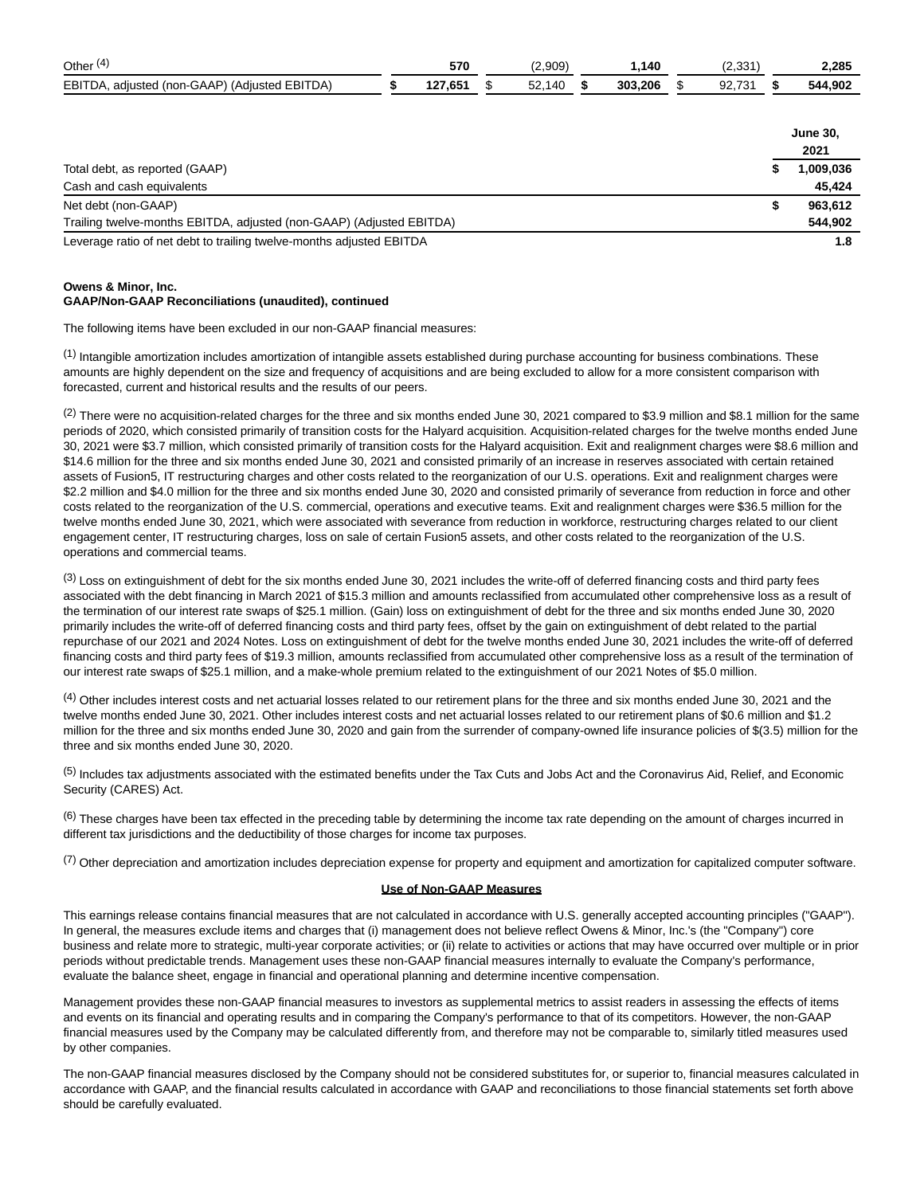| | | | | | |
|---|---|---|---|---|---|
| Other (4) | 570 | (2,909) | 1,140 | (2,331) | 2,285 |
| EBITDA, adjusted (non-GAAP) (Adjusted EBITDA) | **$ 127,651** | $ 52,140 | **$ 303,206** | $ 92,731 | **$ 544,902** |

| | **June 30, 2021** |
|---|---|
| Total debt, as reported (GAAP) | **$ 1,009,036** |
| Cash and cash equivalents | **45,424** |
| Net debt (non-GAAP) | **$ 963,612** |
| Trailing twelve-months EBITDA, adjusted (non-GAAP) (Adjusted EBITDA) | **544,902** |
| Leverage ratio of net debt to trailing twelve-months adjusted EBITDA | **1.8** |

**Owens & Minor, Inc.**
**GAAP/Non-GAAP Reconciliations (unaudited), continued**

The following items have been excluded in our non-GAAP financial measures:

(1) Intangible amortization includes amortization of intangible assets established during purchase accounting for business combinations. These amounts are highly dependent on the size and frequency of acquisitions and are being excluded to allow for a more consistent comparison with forecasted, current and historical results and the results of our peers.

(2) There were no acquisition-related charges for the three and six months ended June 30, 2021 compared to $3.9 million and $8.1 million for the same periods of 2020, which consisted primarily of transition costs for the Halyard acquisition. Acquisition-related charges for the twelve months ended June 30, 2021 were $3.7 million, which consisted primarily of transition costs for the Halyard acquisition. Exit and realignment charges were $8.6 million and $14.6 million for the three and six months ended June 30, 2021 and consisted primarily of an increase in reserves associated with certain retained assets of Fusion5, IT restructuring charges and other costs related to the reorganization of our U.S. operations. Exit and realignment charges were $2.2 million and $4.0 million for the three and six months ended June 30, 2020 and consisted primarily of severance from reduction in force and other costs related to the reorganization of the U.S. commercial, operations and executive teams. Exit and realignment charges were $36.5 million for the twelve months ended June 30, 2021, which were associated with severance from reduction in workforce, restructuring charges related to our client engagement center, IT restructuring charges, loss on sale of certain Fusion5 assets, and other costs related to the reorganization of the U.S. operations and commercial teams.

(3) Loss on extinguishment of debt for the six months ended June 30, 2021 includes the write-off of deferred financing costs and third party fees associated with the debt financing in March 2021 of $15.3 million and amounts reclassified from accumulated other comprehensive loss as a result of the termination of our interest rate swaps of $25.1 million. (Gain) loss on extinguishment of debt for the three and six months ended June 30, 2020 primarily includes the write-off of deferred financing costs and third party fees, offset by the gain on extinguishment of debt related to the partial repurchase of our 2021 and 2024 Notes. Loss on extinguishment of debt for the twelve months ended June 30, 2021 includes the write-off of deferred financing costs and third party fees of $19.3 million, amounts reclassified from accumulated other comprehensive loss as a result of the termination of our interest rate swaps of $25.1 million, and a make-whole premium related to the extinguishment of our 2021 Notes of $5.0 million.

(4) Other includes interest costs and net actuarial losses related to our retirement plans for the three and six months ended June 30, 2021 and the twelve months ended June 30, 2021. Other includes interest costs and net actuarial losses related to our retirement plans of $0.6 million and $1.2 million for the three and six months ended June 30, 2020 and gain from the surrender of company-owned life insurance policies of $(3.5) million for the three and six months ended June 30, 2020.

(5) Includes tax adjustments associated with the estimated benefits under the Tax Cuts and Jobs Act and the Coronavirus Aid, Relief, and Economic Security (CARES) Act.

(6) These charges have been tax effected in the preceding table by determining the income tax rate depending on the amount of charges incurred in different tax jurisdictions and the deductibility of those charges for income tax purposes.

(7) Other depreciation and amortization includes depreciation expense for property and equipment and amortization for capitalized computer software.

**Use of Non-GAAP Measures**

This earnings release contains financial measures that are not calculated in accordance with U.S. generally accepted accounting principles ("GAAP"). In general, the measures exclude items and charges that (i) management does not believe reflect Owens & Minor, Inc.'s (the "Company") core business and relate more to strategic, multi-year corporate activities; or (ii) relate to activities or actions that may have occurred over multiple or in prior periods without predictable trends. Management uses these non-GAAP financial measures internally to evaluate the Company's performance, evaluate the balance sheet, engage in financial and operational planning and determine incentive compensation.

Management provides these non-GAAP financial measures to investors as supplemental metrics to assist readers in assessing the effects of items and events on its financial and operating results and in comparing the Company's performance to that of its competitors. However, the non-GAAP financial measures used by the Company may be calculated differently from, and therefore may not be comparable to, similarly titled measures used by other companies.

The non-GAAP financial measures disclosed by the Company should not be considered substitutes for, or superior to, financial measures calculated in accordance with GAAP, and the financial results calculated in accordance with GAAP and reconciliations to those financial statements set forth above should be carefully evaluated.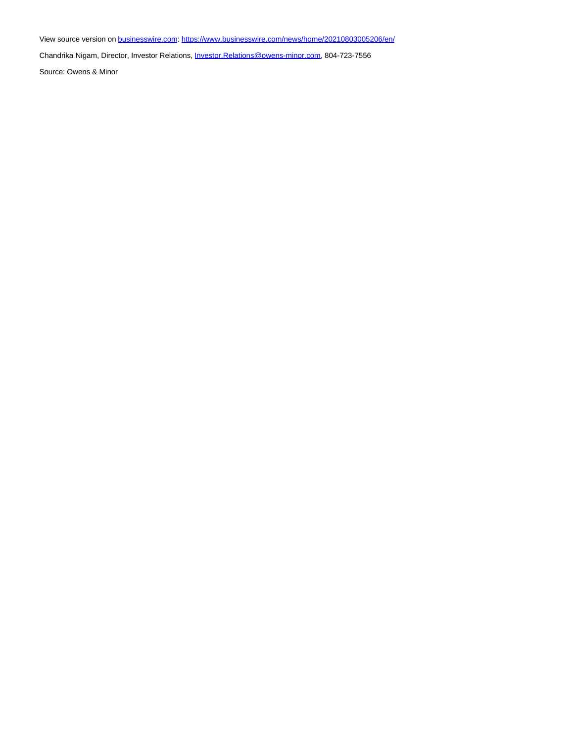View source version on businesswire.com: https://www.businesswire.com/news/home/20210803005206/en/

Chandrika Nigam, Director, Investor Relations, Investor.Relations@owens-minor.com, 804-723-7556

Source: Owens & Minor